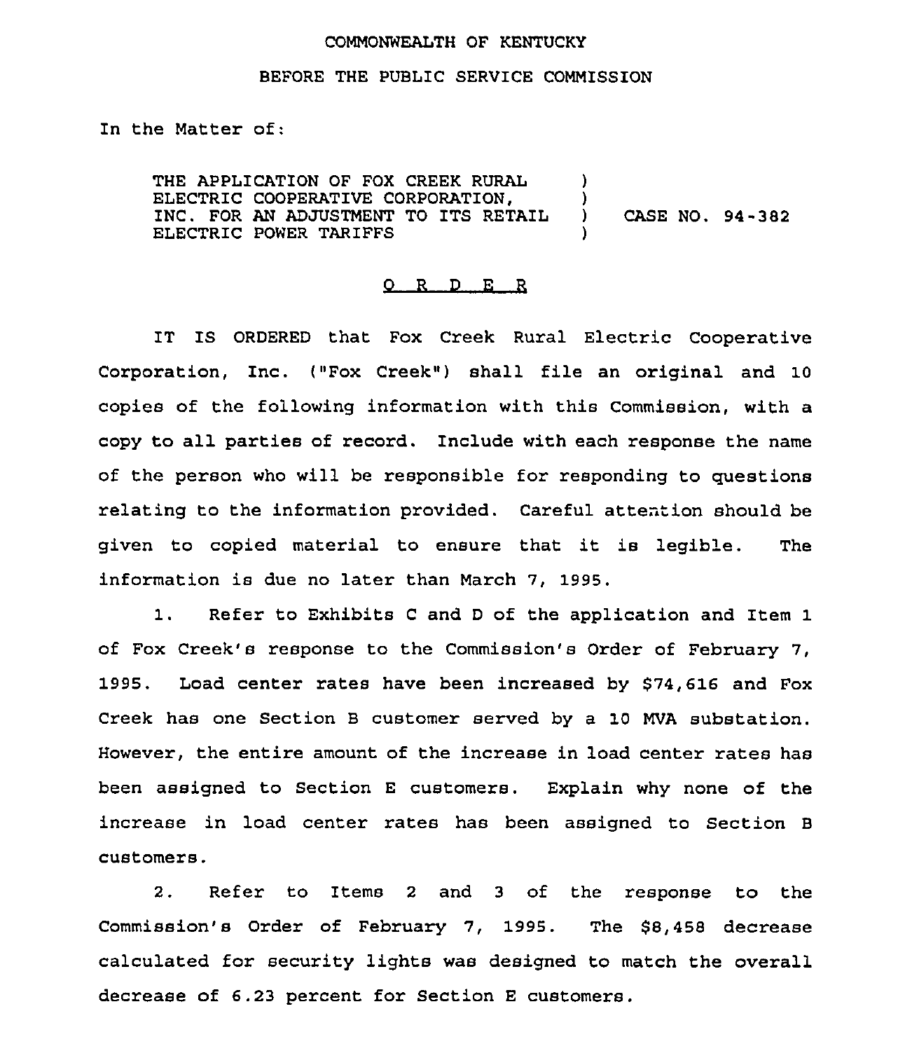COMMONWEALTH OF KENTUCKY

BEFORE THE PUBLIC SERVICE COMMISSION

In the Matter of:

THE APPLICATION OF FOX CREEK RURAL ELECTRIC COOPERATIVE CORPORATION, INC. FOR AN ADJUSTMENT TO ITS RETAIL ELECTRIC POWER TARIFFS ) CASE NO. 94-382

O R D E R

IT IS ORDERED that Fox Creek Rural Electric Cooperative Corporation, Inc. ("Fox Creek") shall file an original and 10 copies of the following information with this Commission, with a copy to all parties of record. Include with each response the name of the person who will be responsible for responding to questions relating to the information provided. Careful attention should be given to copied material to ensure that it is legible. The information is due no later than March 7, 1995.

1. Refer to Exhibits C and D of the application and Item 1 of Fox Creek's response to the Commission's Order of February 7, 1995. Load center rates have been increased by $74,616 and Fox Creek has one Section B customer served by a 10 MVA substation. However, the entire amount of the increase in load center rates has been assigned to Section E customers. Explain why none of the increase in load center rates has been assigned to Section B customers.

2. Refer to Items 2 and 3 of the response to the Commission's Order of February 7, 1995. The $8,458 decrease calculated for security lights was designed to match the overall decrease of 6.23 percent for Section E customers.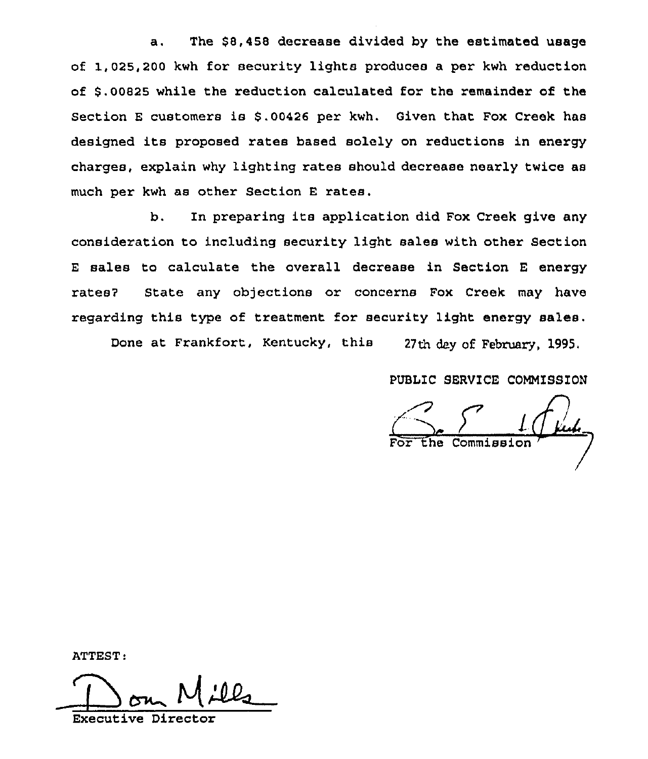a. The $8,458 decrease divided by the estimated usage of 1,025,200 kwh for security lights produces a per kwh reduction of $.00825 while the reduction calculated for the remainder of the Section E customers is $.00426 per kwh. Given that Fox Creek has designed its proposed rates based solely on reductions in energy charges, explain why lighting rates should decrease nearly twice as much per kwh as other Section E rates.

b. In preparing its application did Fox Creek give any consideration to including security light sales with other Section E sales to calculate the overall decrease in Section E energy rates? State any objections or concerns Fox Creek may have regarding this type of treatment for security light energy sales.

Done at Frankfort, Kentucky, this 27th day of February, 1995.

PUBLIC SERVICE COMMISSION

For the Commission

ATTEST:

Executive Director